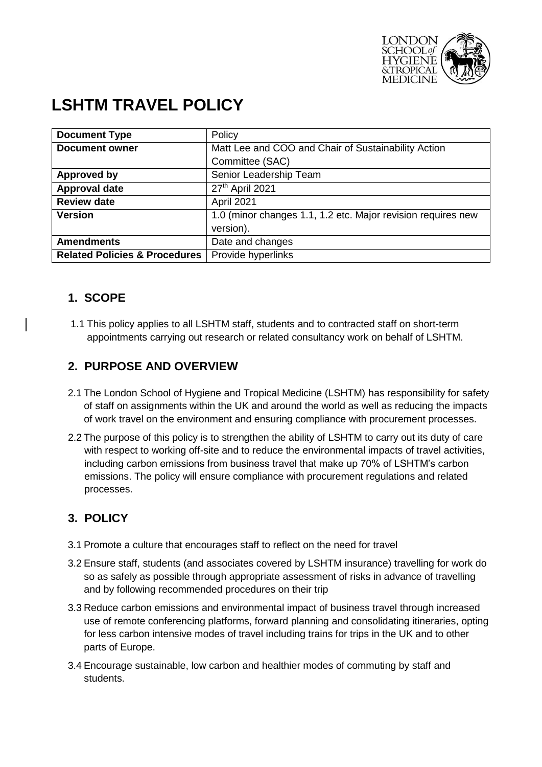# LSHTM TRAVEL POLICY

| Document Type | Policy |
|---|---|
| **Document owner** | Matt Lee and COO and Chair of Sustainability Action Committee (SAC) |
| **Approved by** | Senior Leadership Team |
| **Approval date** | 27th April 2021 |
| **Review date** | April 2021 |
| **Version** | 1.0 (minor changes 1.1, 1.2 etc. Major revision requires new version). |
| **Amendments** | Date and changes |
| **Related Policies & Procedures** | Provide hyperlinks |

## 1. SCOPE

1.1 This policy applies to all LSHTM staff, students and to contracted staff on short-term appointments carrying out research or related consultancy work on behalf of LSHTM.

## 2. PURPOSE AND OVERVIEW

2.1 The London School of Hygiene and Tropical Medicine (LSHTM) has responsibility for safety of staff on assignments within the UK and around the world as well as reducing the impacts of work travel on the environment and ensuring compliance with procurement processes.

2.2 The purpose of this policy is to strengthen the ability of LSHTM to carry out its duty of care with respect to working off-site and to reduce the environmental impacts of travel activities, including carbon emissions from business travel that make up 70% of LSHTM's carbon emissions. The policy will ensure compliance with procurement regulations and related processes.

## 3. POLICY

3.1 Promote a culture that encourages staff to reflect on the need for travel

3.2 Ensure staff, students (and associates covered by LSHTM insurance) travelling for work do so as safely as possible through appropriate assessment of risks in advance of travelling and by following recommended procedures on their trip

3.3 Reduce carbon emissions and environmental impact of business travel through increased use of remote conferencing platforms, forward planning and consolidating itineraries, opting for less carbon intensive modes of travel including trains for trips in the UK and to other parts of Europe.

3.4 Encourage sustainable, low carbon and healthier modes of commuting by staff and students.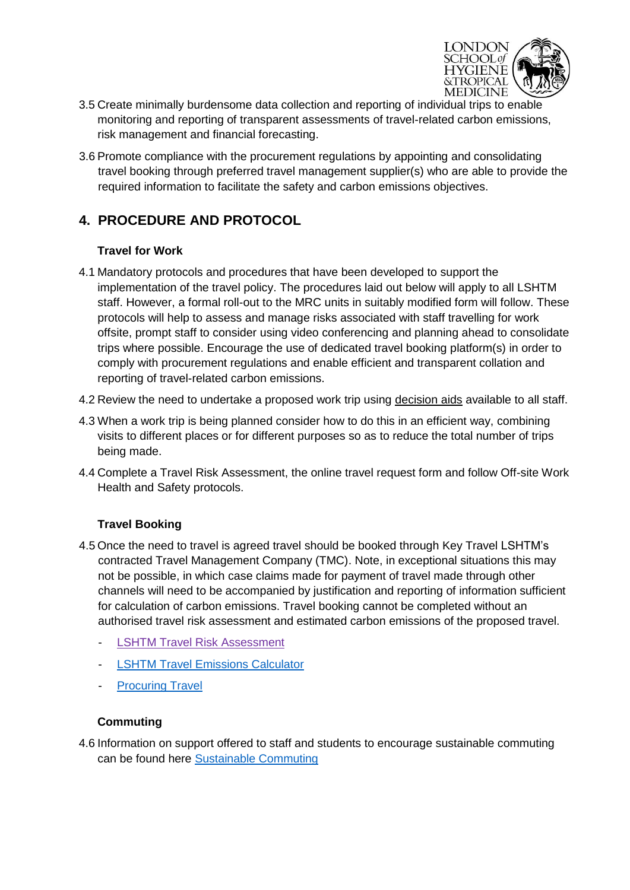3.5 Create minimally burdensome data collection and reporting of individual trips to enable monitoring and reporting of transparent assessments of travel-related carbon emissions, risk management and financial forecasting.

3.6 Promote compliance with the procurement regulations by appointing and consolidating travel booking through preferred travel management supplier(s) who are able to provide the required information to facilitate the safety and carbon emissions objectives.

## 4. PROCEDURE AND PROTOCOL

**Travel for Work**

4.1 Mandatory protocols and procedures that have been developed to support the implementation of the travel policy. The procedures laid out below will apply to all LSHTM staff. However, a formal roll-out to the MRC units in suitably modified form will follow. These protocols will help to assess and manage risks associated with staff travelling for work offsite, prompt staff to consider using video conferencing and planning ahead to consolidate trips where possible. Encourage the use of dedicated travel booking platform(s) in order to comply with procurement regulations and enable efficient and transparent collation and reporting of travel-related carbon emissions.

4.2 Review the need to undertake a proposed work trip using decision aids available to all staff.

4.3 When a work trip is being planned consider how to do this in an efficient way, combining visits to different places or for different purposes so as to reduce the total number of trips being made.

4.4 Complete a Travel Risk Assessment, the online travel request form and follow Off-site Work Health and Safety protocols.

**Travel Booking**

4.5 Once the need to travel is agreed travel should be booked through Key Travel LSHTM's contracted Travel Management Company (TMC). Note, in exceptional situations this may not be possible, in which case claims made for payment of travel made through other channels will need to be accompanied by justification and reporting of information sufficient for calculation of carbon emissions. Travel booking cannot be completed without an authorised travel risk assessment and estimated carbon emissions of the proposed travel.

- LSHTM Travel Risk Assessment
- LSHTM Travel Emissions Calculator
- Procuring Travel

**Commuting**

4.6 Information on support offered to staff and students to encourage sustainable commuting can be found here Sustainable Commuting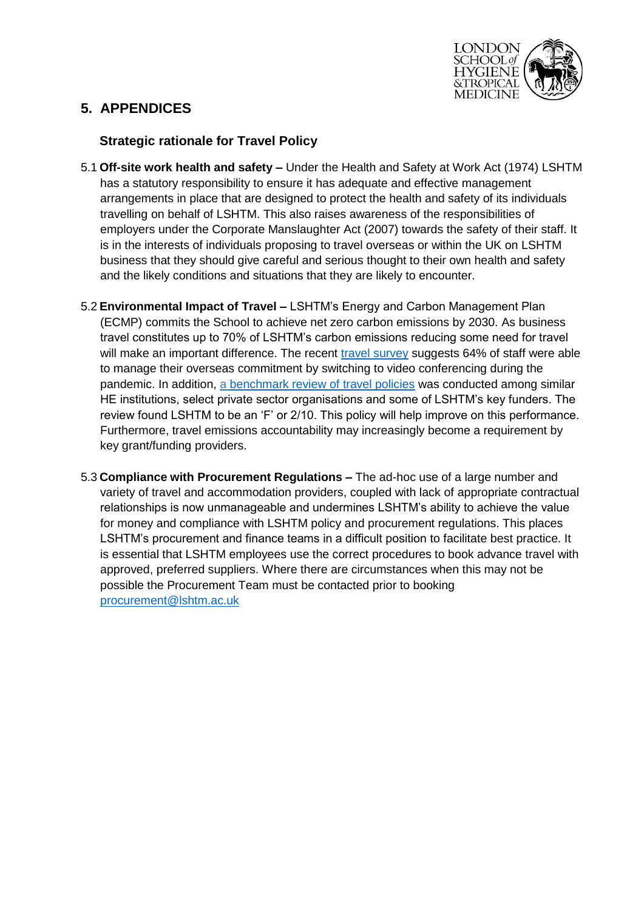## 5. APPENDICES

### Strategic rationale for Travel Policy

5.1 **Off-site work health and safety –** Under the Health and Safety at Work Act (1974) LSHTM has a statutory responsibility to ensure it has adequate and effective management arrangements in place that are designed to protect the health and safety of its individuals travelling on behalf of LSHTM. This also raises awareness of the responsibilities of employers under the Corporate Manslaughter Act (2007) towards the safety of their staff. It is in the interests of individuals proposing to travel overseas or within the UK on LSHTM business that they should give careful and serious thought to their own health and safety and the likely conditions and situations that they are likely to encounter.

5.2 **Environmental Impact of Travel –** LSHTM's Energy and Carbon Management Plan (ECMP) commits the School to achieve net zero carbon emissions by 2030. As business travel constitutes up to 70% of LSHTM's carbon emissions reducing some need for travel will make an important difference. The recent travel survey suggests 64% of staff were able to manage their overseas commitment by switching to video conferencing during the pandemic. In addition, a benchmark review of travel policies was conducted among similar HE institutions, select private sector organisations and some of LSHTM's key funders. The review found LSHTM to be an 'F' or 2/10. This policy will help improve on this performance. Furthermore, travel emissions accountability may increasingly become a requirement by key grant/funding providers.

5.3 **Compliance with Procurement Regulations –** The ad-hoc use of a large number and variety of travel and accommodation providers, coupled with lack of appropriate contractual relationships is now unmanageable and undermines LSHTM's ability to achieve the value for money and compliance with LSHTM policy and procurement regulations. This places LSHTM's procurement and finance teams in a difficult position to facilitate best practice. It is essential that LSHTM employees use the correct procedures to book advance travel with approved, preferred suppliers. Where there are circumstances when this may not be possible the Procurement Team must be contacted prior to booking procurement@lshtm.ac.uk